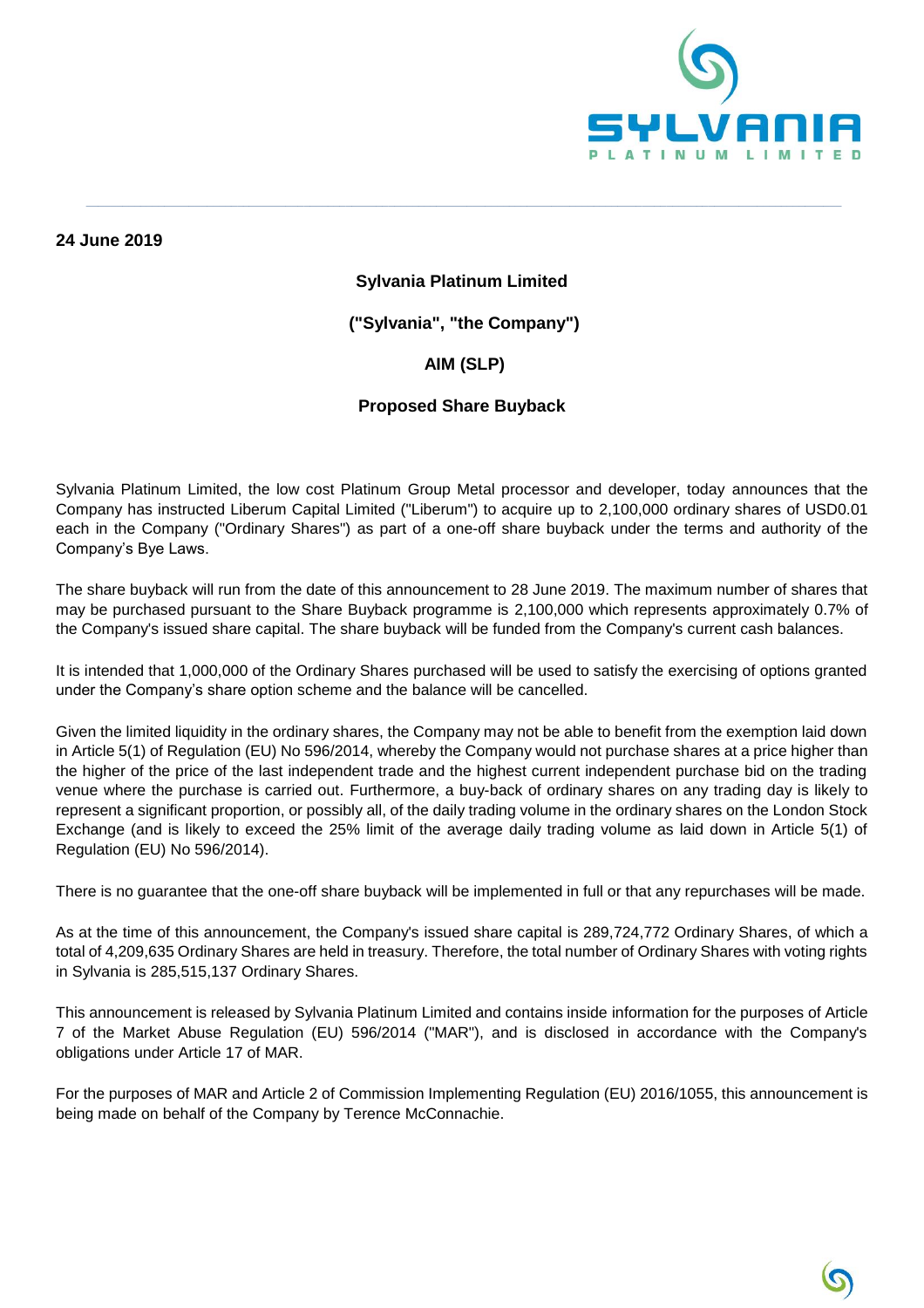**24 June 2019**

**Sylvania Platinum Limited**

**("Sylvania", "the Company")**

**AIM (SLP)**

**Proposed Share Buyback**

Sylvania Platinum Limited, the low cost Platinum Group Metal processor and developer, today announces that the Company has instructed Liberum Capital Limited ("Liberum") to acquire up to 2,100,000 ordinary shares of USD0.01 each in the Company ("Ordinary Shares") as part of a one-off share buyback under the terms and authority of the Company's Bye Laws.

The share buyback will run from the date of this announcement to 28 June 2019. The maximum number of shares that may be purchased pursuant to the Share Buyback programme is 2,100,000 which represents approximately 0.7% of the Company's issued share capital. The share buyback will be funded from the Company's current cash balances.

It is intended that 1,000,000 of the Ordinary Shares purchased will be used to satisfy the exercising of options granted under the Company's share option scheme and the balance will be cancelled.

Given the limited liquidity in the ordinary shares, the Company may not be able to benefit from the exemption laid down in Article 5(1) of Regulation (EU) No 596/2014, whereby the Company would not purchase shares at a price higher than the higher of the price of the last independent trade and the highest current independent purchase bid on the trading venue where the purchase is carried out. Furthermore, a buy-back of ordinary shares on any trading day is likely to represent a significant proportion, or possibly all, of the daily trading volume in the ordinary shares on the London Stock Exchange (and is likely to exceed the 25% limit of the average daily trading volume as laid down in Article 5(1) of Regulation (EU) No 596/2014).

There is no guarantee that the one-off share buyback will be implemented in full or that any repurchases will be made.

As at the time of this announcement, the Company's issued share capital is 289,724,772 Ordinary Shares, of which a total of 4,209,635 Ordinary Shares are held in treasury. Therefore, the total number of Ordinary Shares with voting rights in Sylvania is 285,515,137 Ordinary Shares.

This announcement is released by Sylvania Platinum Limited and contains inside information for the purposes of Article 7 of the Market Abuse Regulation (EU) 596/2014 ("MAR"), and is disclosed in accordance with the Company's obligations under Article 17 of MAR.

For the purposes of MAR and Article 2 of Commission Implementing Regulation (EU) 2016/1055, this announcement is being made on behalf of the Company by Terence McConnachie.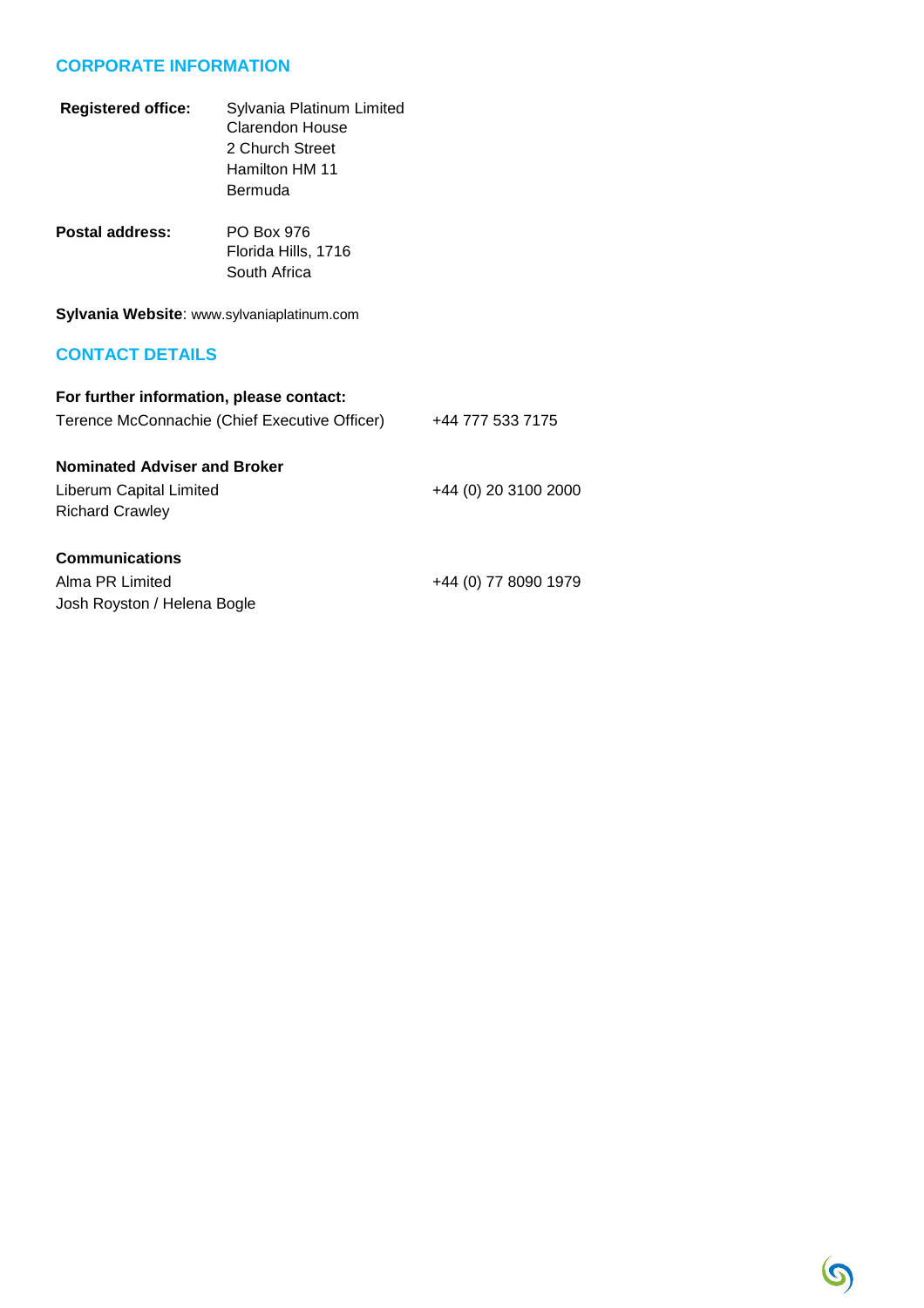## CORPORATE INFORMATION

**Registered office:** Sylvania Platinum Limited
Clarendon House
2 Church Street
Hamilton HM 11
Bermuda

**Postal address:** PO Box 976
Florida Hills, 1716
South Africa

**Sylvania Website**: www.sylvaniaplatinum.com

## CONTACT DETAILS

**For further information, please contact:**

Terence McConnachie (Chief Executive Officer) +44 777 533 7175

**Nominated Adviser and Broker**

Liberum Capital Limited +44 (0) 20 3100 2000
Richard Crawley

**Communications**

Alma PR Limited +44 (0) 77 8090 1979
Josh Royston / Helena Bogle